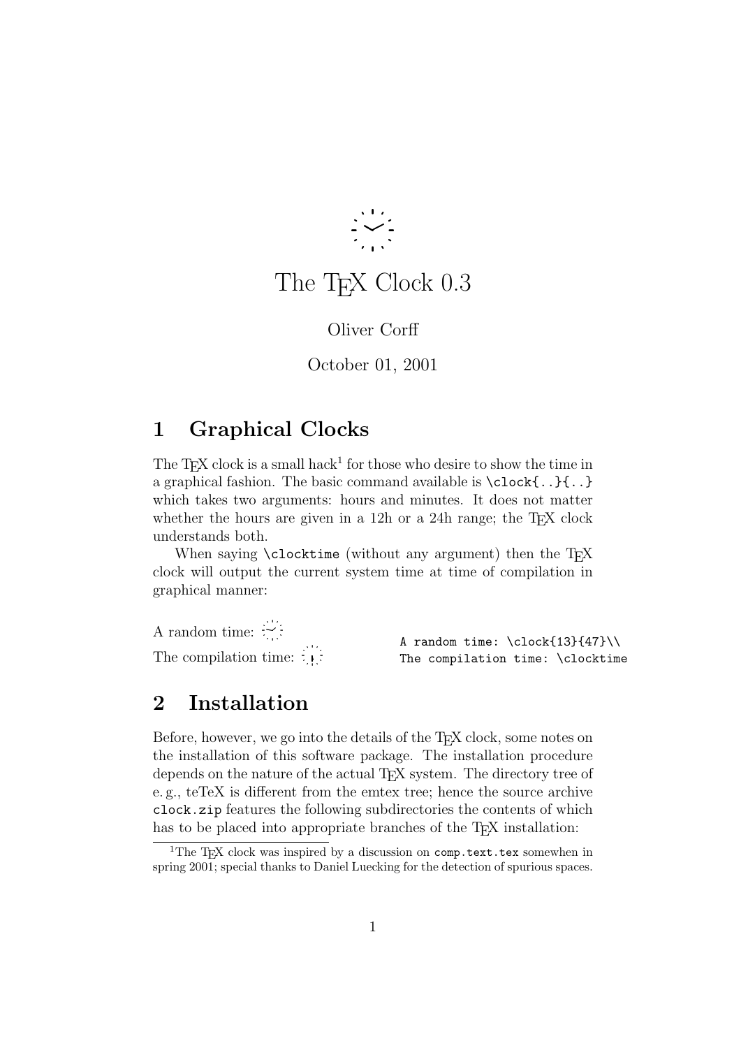# The TEX Clock 0.3

Oliver Corff

October 01, 2001

## 1 Graphical Clocks

The TEX clock is a small hack[1] for those who desire to show the time in a graphical fashion. The basic command available is `\clock{..}{..}` which takes two arguments: hours and minutes. It does not matter whether the hours are given in a 12h or a 24h range; the TEX clock understands both.

When saying `\clocktime` (without any argument) then the TEX clock will output the current system time at time of compilation in graphical manner:

A random time:
The compilation time:

```
A random time: \clock{13}{47}\\
The compilation time: \clocktime
```

## 2 Installation

Before, however, we go into the details of the TEX clock, some notes on the installation of this software package. The installation procedure depends on the nature of the actual TEX system. The directory tree of e. g., teTeX is different from the emtex tree; hence the source archive `clock.zip` features the following subdirectories the contents of which has to be placed into appropriate branches of the TEX installation:

[1] The TEX clock was inspired by a discussion on `comp.text.tex` somewhen in spring 2001; special thanks to Daniel Luecking for the detection of spurious spaces.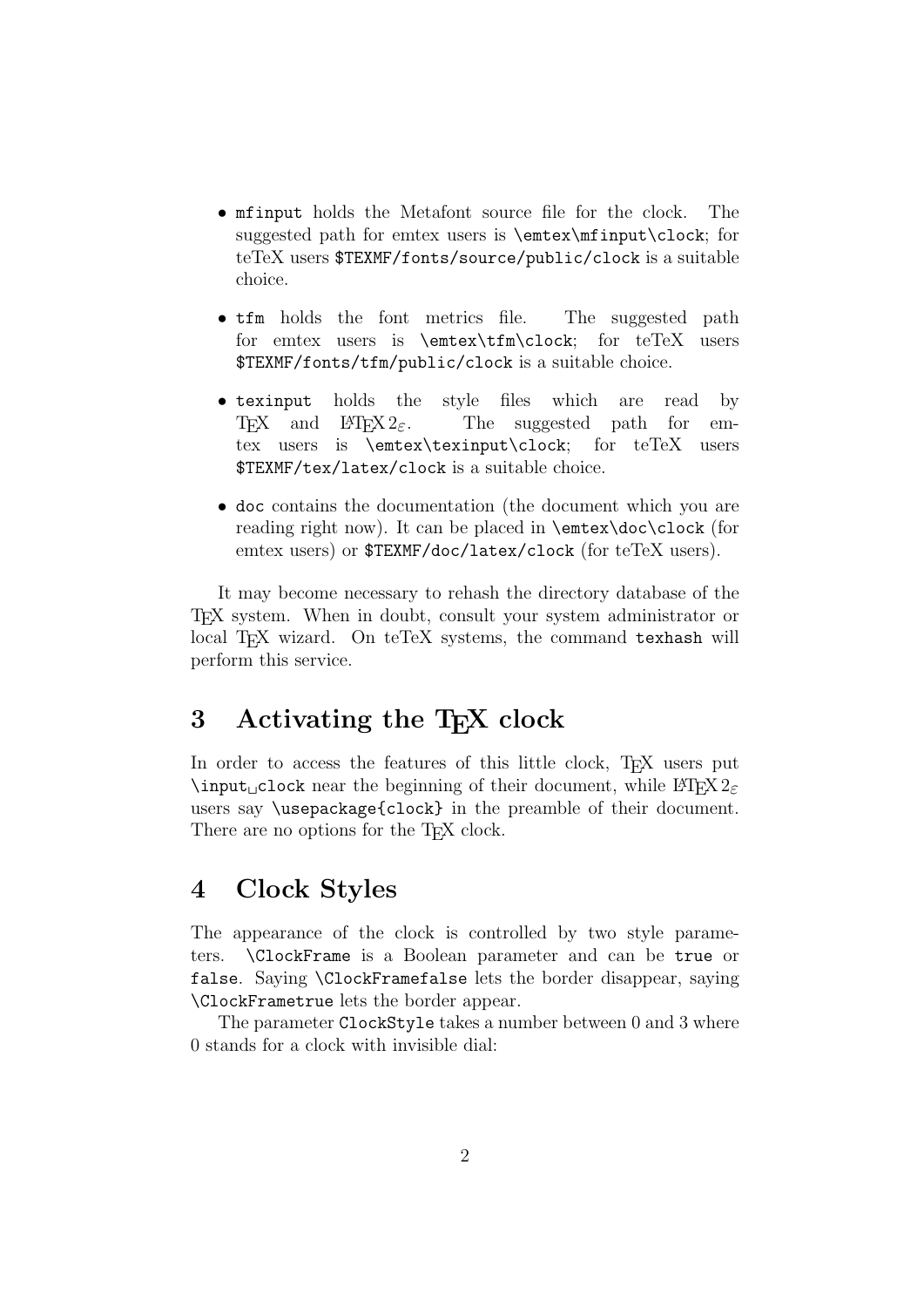- `mfinput` holds the Metafont source file for the clock. The suggested path for emtex users is `\emtex\mfinput\clock`; for teTeX users `$TEXMF/fonts/source/public/clock` is a suitable choice.

- `tfm` holds the font metrics file. The suggested path for emtex users is `\emtex\tfm\clock`; for teTeX users `$TEXMF/fonts/tfm/public/clock` is a suitable choice.

- `texinput` holds the style files which are read by TeX and LaTeX $2_\varepsilon$. The suggested path for emtex users is `\emtex\texinput\clock`; for teTeX users `$TEXMF/tex/latex/clock` is a suitable choice.

- `doc` contains the documentation (the document which you are reading right now). It can be placed in `\emtex\doc\clock` (for emtex users) or `$TEXMF/doc/latex/clock` (for teTeX users).

It may become necessary to rehash the directory database of the TeX system. When in doubt, consult your system administrator or local TeX wizard. On teTeX systems, the command `texhash` will perform this service.

## 3 Activating the TeX clock

In order to access the features of this little clock, TeX users put `\input␣clock` near the beginning of their document, while LaTeX $2_\varepsilon$ users say `\usepackage{clock}` in the preamble of their document. There are no options for the TeX clock.

## 4 Clock Styles

The appearance of the clock is controlled by two style parameters. `\ClockFrame` is a Boolean parameter and can be `true` or `false`. Saying `\ClockFramefalse` lets the border disappear, saying `\ClockFrametrue` lets the border appear.

The parameter `ClockStyle` takes a number between 0 and 3 where 0 stands for a clock with invisible dial: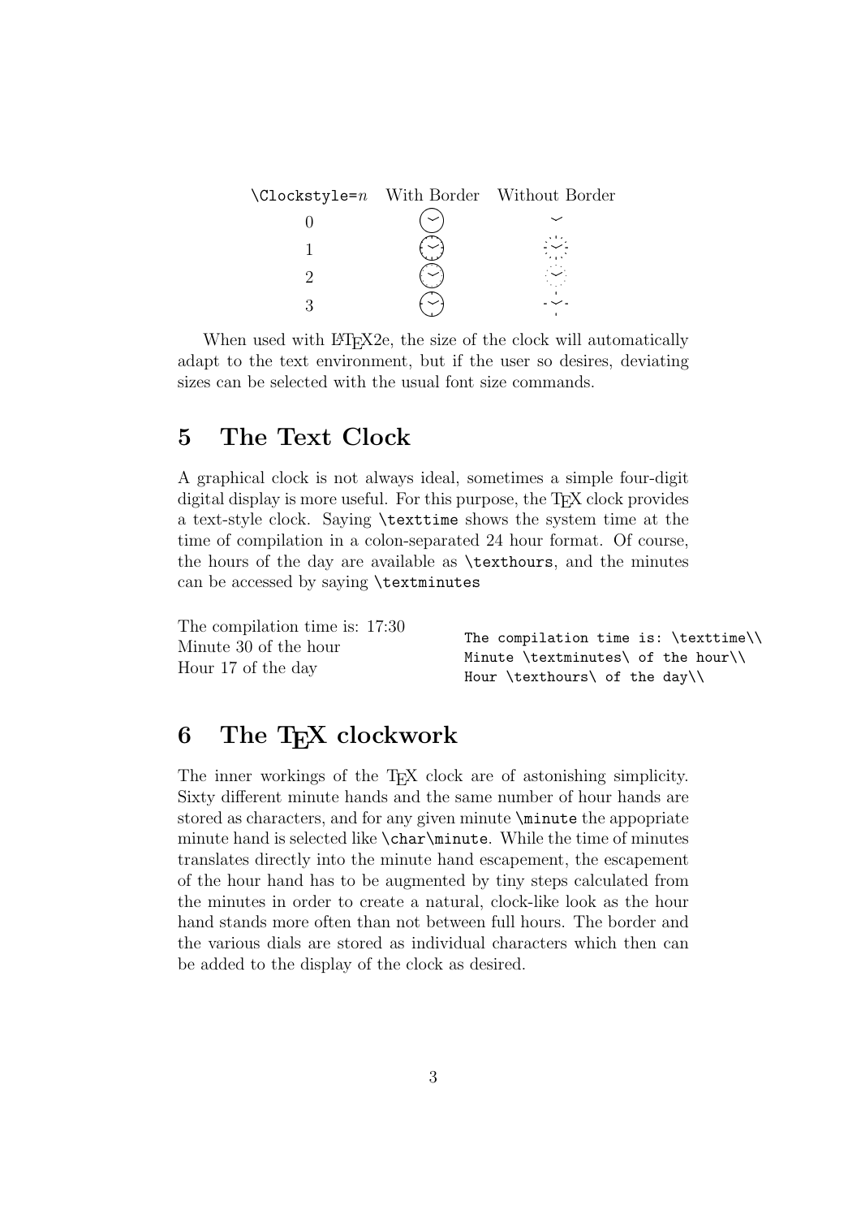| \Clockstyle=$n$ | With Border | Without Border |
|---|---|---|
| 0 | | |
| 1 | | |
| 2 | | |
| 3 | | |

When used with LaTeX2e, the size of the clock will automatically adapt to the text environment, but if the user so desires, deviating sizes can be selected with the usual font size commands.

## 5 The Text Clock

A graphical clock is not always ideal, sometimes a simple four-digit digital display is more useful. For this purpose, the TeX clock provides a text-style clock. Saying `\texttime` shows the system time at the time of compilation in a colon-separated 24 hour format. Of course, the hours of the day are available as `\texthours`, and the minutes can be accessed by saying `\textminutes`

The compilation time is: 17:30
Minute 30 of the hour
Hour 17 of the day

```
The compilation time is: \texttime\\
Minute \textminutes\ of the hour\\
Hour \texthours\ of the day\\
```

## 6 The TeX clockwork

The inner workings of the TeX clock are of astonishing simplicity. Sixty different minute hands and the same number of hour hands are stored as characters, and for any given minute `\minute` the appopriate minute hand is selected like `\char\minute`. While the time of minutes translates directly into the minute hand escapement, the escapement of the hour hand has to be augmented by tiny steps calculated from the minutes in order to create a natural, clock-like look as the hour hand stands more often than not between full hours. The border and the various dials are stored as individual characters which then can be added to the display of the clock as desired.